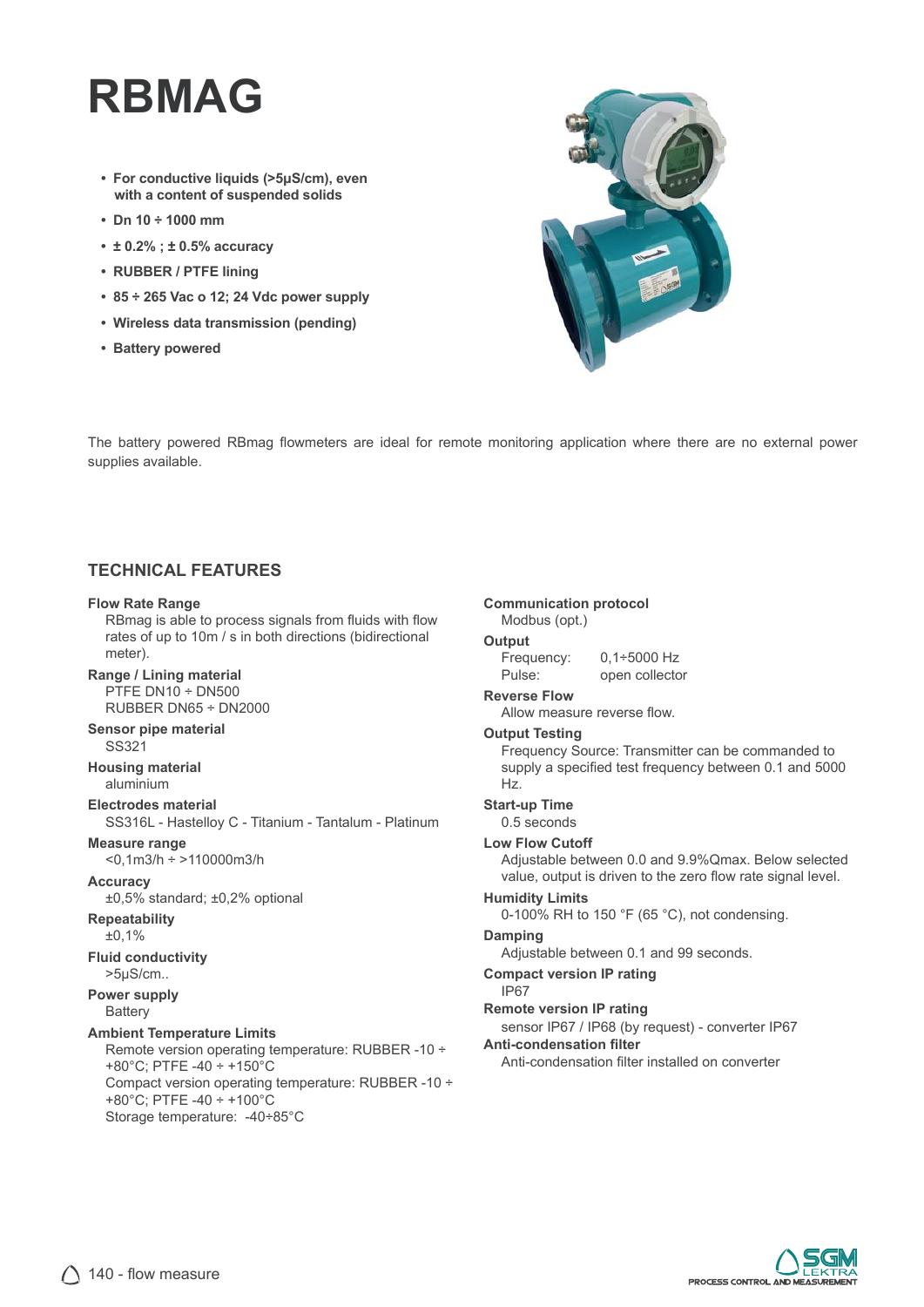# RBMAG

- **For conductive liquids (>5µS/cm), even with a content of suspended solids**
- **Dn 10 ÷ 1000 mm**
- **± 0.2% ; ± 0.5% accuracy**
- **RUBBER / PTFE lining**
- **85 ÷ 265 Vac o 12; 24 Vdc power supply**
- **Wireless data transmission (pending)**
- **Battery powered**

The battery powered RBmag flowmeters are ideal for remote monitoring application where there are no external power supplies available.

## TECHNICAL FEATURES

**Flow Rate Range**
RBmag is able to process signals from fluids with flow rates of up to 10m / s in both directions (bidirectional meter).

**Range / Lining material**
PTFE DN10 ÷ DN500
RUBBER DN65 ÷ DN2000

**Sensor pipe material**
SS321

**Housing material**
aluminium

**Electrodes material**
SS316L - Hastelloy C - Titanium - Tantalum - Platinum

**Measure range**
<0,1m3/h ÷ >110000m3/h

**Accuracy**
±0,5% standard; ±0,2% optional

**Repeatability**
±0,1%

**Fluid conductivity**
>5µS/cm..

**Power supply**
Battery

**Ambient Temperature Limits**
Remote version operating temperature: RUBBER -10 ÷ +80°C; PTFE -40 ÷ +150°C
Compact version operating temperature: RUBBER -10 ÷ +80°C; PTFE -40 ÷ +100°C
Storage temperature: -40÷85°C

**Communication protocol**
Modbus (opt.)

**Output**
Frequency: 0,1÷5000 Hz
Pulse: open collector

**Reverse Flow**
Allow measure reverse flow.

**Output Testing**
Frequency Source: Transmitter can be commanded to supply a specified test frequency between 0.1 and 5000 Hz.

**Start-up Time**
0.5 seconds

**Low Flow Cutoff**
Adjustable between 0.0 and 9.9%Qmax. Below selected value, output is driven to the zero flow rate signal level.

**Humidity Limits**
0-100% RH to 150 °F (65 °C), not condensing.

**Damping**
Adjustable between 0.1 and 99 seconds.

**Compact version IP rating**
IP67

**Remote version IP rating**
sensor IP67 / IP68 (by request) - converter IP67

**Anti-condensation filter**
Anti-condensation filter installed on converter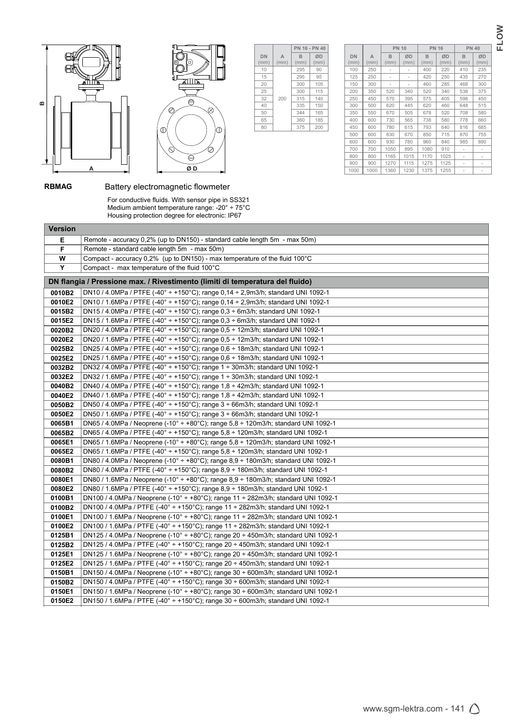| DN (mm) | A (mm) | PN 16 - PN 40 B (mm) | ØD (mm) |
|---|---|---|---|
| 10 | 200 | 295 | 90 |
| 15 | | 295 | 95 |
| 20 | | 300 | 105 |
| 25 | | 300 | 115 |
| 32 | | 315 | 140 |
| 40 | | 335 | 150 |
| 50 | | 344 | 165 |
| 65 | | 360 | 185 |
| 80 | | 375 | 200 |

| DN | A | PN 10 | | PN 16 | | PN 40 | |
|---|---|---|---|---|---|---|---|
| (mm) | (mm) | B (mm) | ØD (mm) | B (mm) | ØD (mm) | B (mm) | ØD (mm) |
| 100 | 250 | - | - | 400 | 220 | 410 | 235 |
| 125 | 250 | - | - | 420 | 250 | 435 | 270 |
| 150 | 300 | - | - | 460 | 285 | 468 | 300 |
| 200 | 350 | 520 | 340 | 520 | 340 | 538 | 375 |
| 250 | 450 | 570 | 395 | 575 | 405 | 598 | 450 |
| 300 | 500 | 620 | 445 | 620 | 460 | 648 | 515 |
| 350 | 550 | 670 | 505 | 678 | 520 | 708 | 580 |
| 400 | 600 | 730 | 565 | 738 | 580 | 778 | 660 |
| 450 | 600 | 780 | 615 | 793 | 640 | 816 | 685 |
| 500 | 600 | 830 | 670 | 850 | 715 | 870 | 755 |
| 600 | 600 | 930 | 780 | 960 | 840 | 985 | 890 |
| 700 | 700 | 1050 | 895 | 1080 | 910 | - | - |
| 800 | 800 | 1165 | 1015 | 1170 | 1025 | - | - |
| 900 | 900 | 1270 | 1115 | 1275 | 1125 | - | - |
| 1000 | 1000 | 1360 | 1230 | 1375 | 1255 | - | - |

**RBMAG** Battery electromagnetic flowmeter

For conductive fluids. With sensor pipe in SS321
Medium ambient temperature range: -20° ÷ 75°C
Housing protection degree for electronic: IP67

| Version | |
|---|---|
| **E** | Remote - accuracy 0,2% (up to DN150) - standard cable length 5m - max 50m) |
| **F** | Remote - standard cable length 5m - max 50m) |
| **W** | Compact - accuracy 0,2% (up to DN150) - max temperature of the fluid 100°C |
| **Y** | Compact - max temperature of the fluid 100°C |

| DN flangia / Pressione max. / Rivestimento (limiti di temperatura del fluido) | |
|---|---|
| **0010B2** | DN10 / 4.0MPa / PTFE (-40° ÷ +150°C); range 0,14 ÷ 2,9m3/h; standard UNI 1092-1 |
| **0010E2** | DN10 / 1.6MPa / PTFE (-40° ÷ +150°C); range 0,14 ÷ 2,9m3/h; standard UNI 1092-1 |
| **0015B2** | DN15 / 4.0MPa / PTFE (-40° ÷ +150°C); range 0,3 ÷ 6m3/h; standard UNI 1092-1 |
| **0015E2** | DN15 / 1.6MPa / PTFE (-40° ÷ +150°C); range 0,3 ÷ 6m3/h; standard UNI 1092-1 |
| **0020B2** | DN20 / 4.0MPa / PTFE (-40° ÷ +150°C); range 0,5 ÷ 12m3/h; standard UNI 1092-1 |
| **0020E2** | DN20 / 1.6MPa / PTFE (-40° ÷ +150°C); range 0,5 ÷ 12m3/h; standard UNI 1092-1 |
| **0025B2** | DN25 / 4.0MPa / PTFE (-40° ÷ +150°C); range 0,6 ÷ 18m3/h; standard UNI 1092-1 |
| **0025E2** | DN25 / 1.6MPa / PTFE (-40° ÷ +150°C); range 0,6 ÷ 18m3/h; standard UNI 1092-1 |
| **0032B2** | DN32 / 4.0MPa / PTFE (-40° ÷ +150°C); range 1 ÷ 30m3/h; standard UNI 1092-1 |
| **0032E2** | DN32 / 1.6MPa / PTFE (-40° ÷ +150°C); range 1 ÷ 30m3/h; standard UNI 1092-1 |
| **0040B2** | DN40 / 4.0MPa / PTFE (-40° ÷ +150°C); range 1,8 ÷ 42m3/h; standard UNI 1092-1 |
| **0040E2** | DN40 / 1.6MPa / PTFE (-40° ÷ +150°C); range 1,8 ÷ 42m3/h; standard UNI 1092-1 |
| **0050B2** | DN50 / 4.0MPa / PTFE (-40° ÷ +150°C); range 3 ÷ 66m3/h; standard UNI 1092-1 |
| **0050E2** | DN50 / 1.6MPa / PTFE (-40° ÷ +150°C); range 3 ÷ 66m3/h; standard UNI 1092-1 |
| **0065B1** | DN65 / 4.0MPa / Neoprene (-10° ÷ +80°C); range 5,8 ÷ 120m3/h; standard UNI 1092-1 |
| **0065B2** | DN65 / 4.0MPa / PTFE (-40° ÷ +150°C); range 5,8 ÷ 120m3/h; standard UNI 1092-1 |
| **0065E1** | DN65 / 1.6MPa / Neoprene (-10° ÷ +80°C); range 5,8 ÷ 120m3/h; standard UNI 1092-1 |
| **0065E2** | DN65 / 1.6MPa / PTFE (-40° ÷ +150°C); range 5,8 ÷ 120m3/h; standard UNI 1092-1 |
| **0080B1** | DN80 / 4.0MPa / Neoprene (-10° ÷ +80°C); range 8,9 ÷ 180m3/h; standard UNI 1092-1 |
| **0080B2** | DN80 / 4.0MPa / PTFE (-40° ÷ +150°C); range 8,9 ÷ 180m3/h; standard UNI 1092-1 |
| **0080E1** | DN80 / 1.6MPa / Neoprene (-10° ÷ +80°C); range 8,9 ÷ 180m3/h; standard UNI 1092-1 |
| **0080E2** | DN80 / 1.6MPa / PTFE (-40° ÷ +150°C); range 8,9 ÷ 180m3/h; standard UNI 1092-1 |
| **0100B1** | DN100 / 4.0MPa / Neoprene (-10° ÷ +80°C); range 11 ÷ 282m3/h; standard UNI 1092-1 |
| **0100B2** | DN100 / 4.0MPa / PTFE (-40° ÷ +150°C); range 11 ÷ 282m3/h; standard UNI 1092-1 |
| **0100E1** | DN100 / 1.6MPa / Neoprene (-10° ÷ +80°C); range 11 ÷ 282m3/h; standard UNI 1092-1 |
| **0100E2** | DN100 / 1.6MPa / PTFE (-40° ÷ +150°C); range 11 ÷ 282m3/h; standard UNI 1092-1 |
| **0125B1** | DN125 / 4.0MPa / Neoprene (-10° ÷ +80°C); range 20 ÷ 450m3/h; standard UNI 1092-1 |
| **0125B2** | DN125 / 4.0MPa / PTFE (-40° ÷ +150°C); range 20 ÷ 450m3/h; standard UNI 1092-1 |
| **0125E1** | DN125 / 1.6MPa / Neoprene (-10° ÷ +80°C); range 20 ÷ 450m3/h; standard UNI 1092-1 |
| **0125E2** | DN125 / 1.6MPa / PTFE (-40° ÷ +150°C); range 20 ÷ 450m3/h; standard UNI 1092-1 |
| **0150B1** | DN150 / 4.0MPa / Neoprene (-10° ÷ +80°C); range 30 ÷ 600m3/h; standard UNI 1092-1 |
| **0150B2** | DN150 / 4.0MPa / PTFE (-40° ÷ +150°C); range 30 ÷ 600m3/h; standard UNI 1092-1 |
| **0150E1** | DN150 / 1.6MPa / Neoprene (-10° ÷ +80°C); range 30 ÷ 600m3/h; standard UNI 1092-1 |
| **0150E2** | DN150 / 1.6MPa / PTFE (-40° ÷ +150°C); range 30 ÷ 600m3/h; standard UNI 1092-1 |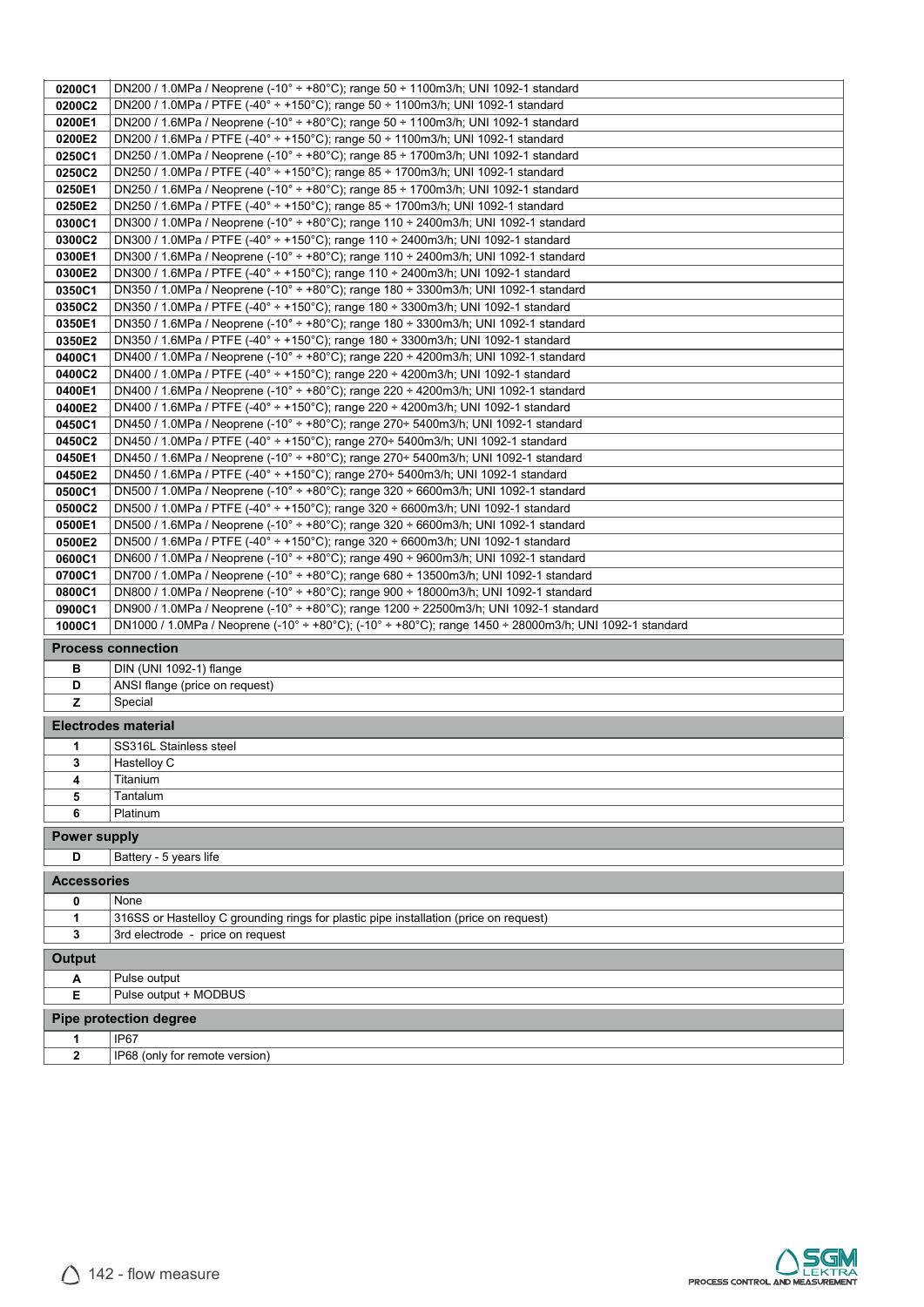| | |
|---|---|
| **0200C1** | DN200 / 1.0MPa / Neoprene (-10° ÷ +80°C); range 50 ÷ 1100m3/h; UNI 1092-1 standard |
| **0200C2** | DN200 / 1.0MPa / PTFE (-40° ÷ +150°C); range 50 ÷ 1100m3/h; UNI 1092-1 standard |
| **0200E1** | DN200 / 1.6MPa / Neoprene (-10° ÷ +80°C); range 50 ÷ 1100m3/h; UNI 1092-1 standard |
| **0200E2** | DN200 / 1.6MPa / PTFE (-40° ÷ +150°C); range 50 ÷ 1100m3/h; UNI 1092-1 standard |
| **0250C1** | DN250 / 1.0MPa / Neoprene (-10° ÷ +80°C); range 85 ÷ 1700m3/h; UNI 1092-1 standard |
| **0250C2** | DN250 / 1.0MPa / PTFE (-40° ÷ +150°C); range 85 ÷ 1700m3/h; UNI 1092-1 standard |
| **0250E1** | DN250 / 1.6MPa / Neoprene (-10° ÷ +80°C); range 85 ÷ 1700m3/h; UNI 1092-1 standard |
| **0250E2** | DN250 / 1.6MPa / PTFE (-40° ÷ +150°C); range 85 ÷ 1700m3/h; UNI 1092-1 standard |
| **0300C1** | DN300 / 1.0MPa / Neoprene (-10° ÷ +80°C); range 110 ÷ 2400m3/h; UNI 1092-1 standard |
| **0300C2** | DN300 / 1.0MPa / PTFE (-40° ÷ +150°C); range 110 ÷ 2400m3/h; UNI 1092-1 standard |
| **0300E1** | DN300 / 1.6MPa / Neoprene (-10° ÷ +80°C); range 110 ÷ 2400m3/h; UNI 1092-1 standard |
| **0300E2** | DN300 / 1.6MPa / PTFE (-40° ÷ +150°C); range 110 ÷ 2400m3/h; UNI 1092-1 standard |
| **0350C1** | DN350 / 1.0MPa / Neoprene (-10° ÷ +80°C); range 180 ÷ 3300m3/h; UNI 1092-1 standard |
| **0350C2** | DN350 / 1.0MPa / PTFE (-40° ÷ +150°C); range 180 ÷ 3300m3/h; UNI 1092-1 standard |
| **0350E1** | DN350 / 1.6MPa / Neoprene (-10° ÷ +80°C); range 180 ÷ 3300m3/h; UNI 1092-1 standard |
| **0350E2** | DN350 / 1.6MPa / PTFE (-40° ÷ +150°C); range 180 ÷ 3300m3/h; UNI 1092-1 standard |
| **0400C1** | DN400 / 1.0MPa / Neoprene (-10° ÷ +80°C); range 220 ÷ 4200m3/h; UNI 1092-1 standard |
| **0400C2** | DN400 / 1.0MPa / PTFE (-40° ÷ +150°C); range 220 ÷ 4200m3/h; UNI 1092-1 standard |
| **0400E1** | DN400 / 1.6MPa / Neoprene (-10° ÷ +80°C); range 220 ÷ 4200m3/h; UNI 1092-1 standard |
| **0400E2** | DN400 / 1.6MPa / PTFE (-40° ÷ +150°C); range 220 ÷ 4200m3/h; UNI 1092-1 standard |
| **0450C1** | DN450 / 1.0MPa / Neoprene (-10° ÷ +80°C); range 270÷ 5400m3/h; UNI 1092-1 standard |
| **0450C2** | DN450 / 1.0MPa / PTFE (-40° ÷ +150°C); range 270÷ 5400m3/h; UNI 1092-1 standard |
| **0450E1** | DN450 / 1.6MPa / Neoprene (-10° ÷ +80°C); range 270÷ 5400m3/h; UNI 1092-1 standard |
| **0450E2** | DN450 / 1.6MPa / PTFE (-40° ÷ +150°C); range 270÷ 5400m3/h; UNI 1092-1 standard |
| **0500C1** | DN500 / 1.0MPa / Neoprene (-10° ÷ +80°C); range 320 ÷ 6600m3/h; UNI 1092-1 standard |
| **0500C2** | DN500 / 1.0MPa / PTFE (-40° ÷ +150°C); range 320 ÷ 6600m3/h; UNI 1092-1 standard |
| **0500E1** | DN500 / 1.6MPa / Neoprene (-10° ÷ +80°C); range 320 ÷ 6600m3/h; UNI 1092-1 standard |
| **0500E2** | DN500 / 1.6MPa / PTFE (-40° ÷ +150°C); range 320 ÷ 6600m3/h; UNI 1092-1 standard |
| **0600C1** | DN600 / 1.0MPa / Neoprene (-10° ÷ +80°C); range 490 ÷ 9600m3/h; UNI 1092-1 standard |
| **0700C1** | DN700 / 1.0MPa / Neoprene (-10° ÷ +80°C); range 680 ÷ 13500m3/h; UNI 1092-1 standard |
| **0800C1** | DN800 / 1.0MPa / Neoprene (-10° ÷ +80°C); range 900 ÷ 18000m3/h; UNI 1092-1 standard |
| **0900C1** | DN900 / 1.0MPa / Neoprene (-10° ÷ +80°C); range 1200 ÷ 22500m3/h; UNI 1092-1 standard |
| **1000C1** | DN1000 / 1.0MPa / Neoprene (-10° ÷ +80°C); (-10° ÷ +80°C); range 1450 ÷ 28000m3/h; UNI 1092-1 standard |

**Process connection**

| | |
|---|---|
| **B** | DIN (UNI 1092-1) flange |
| **D** | ANSI flange (price on request) |
| **Z** | Special |

**Electrodes material**

| | |
|---|---|
| **1** | SS316L Stainless steel |
| **3** | Hastelloy C |
| **4** | Titanium |
| **5** | Tantalum |
| **6** | Platinum |

**Power supply**

| | |
|---|---|
| **D** | Battery - 5 years life |

**Accessories**

| | |
|---|---|
| **0** | None |
| **1** | 316SS or Hastelloy C grounding rings for plastic pipe installation (price on request) |
| **3** | 3rd electrode - price on request |

**Output**

| | |
|---|---|
| **A** | Pulse output |
| **E** | Pulse output + MODBUS |

**Pipe protection degree**

| | |
|---|---|
| **1** | IP67 |
| **2** | IP68 (only for remote version) |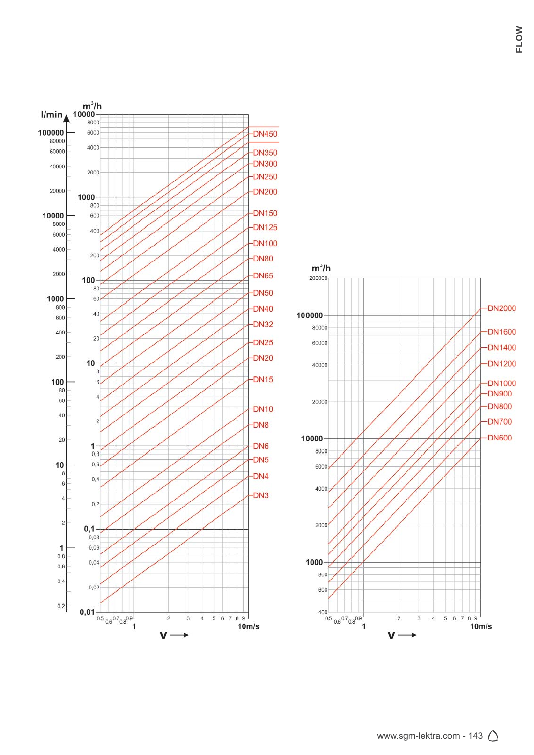l/min

m³/h

100000
80000
60000
40000
20000
10000
8000
6000
4000
2000
1000
800
600
400
200
100
80
60
40
20
10
8
6
4
2
1
0,8
0,6
0,4
0,2

10000
8000
6000
4000
2000
1000
800
600
400
200
100
80
60
40
20
10
8
6
4
2
1
0,8
0,6
0,4
0,2
0,1
0,08
0,06
0,04
0,02
0,01

DN450
DN350
DN300
DN250
DN200
DN150
DN125
DN100
DN80
DN65
DN50
DN40
DN32
DN25
DN20
DN15
DN10
DN8
DN6
DN5
DN4
DN3

0.5 0.6 0.7 0.8 0.9 1 2 3 4 5 6 7 8 9 10m/s

v ⟶

m³/h

200000
100000
80000
60000
40000
20000
10000
8000
6000
4000
2000
1000
800
600
400

DN2000
DN1600
DN1400
DN1200
DN1000
DN900
DN800
DN700
DN600

0.5 0.6 0.7 0.8 0.9 1 2 3 4 5 6 7 8 9 10m/s

v ⟶